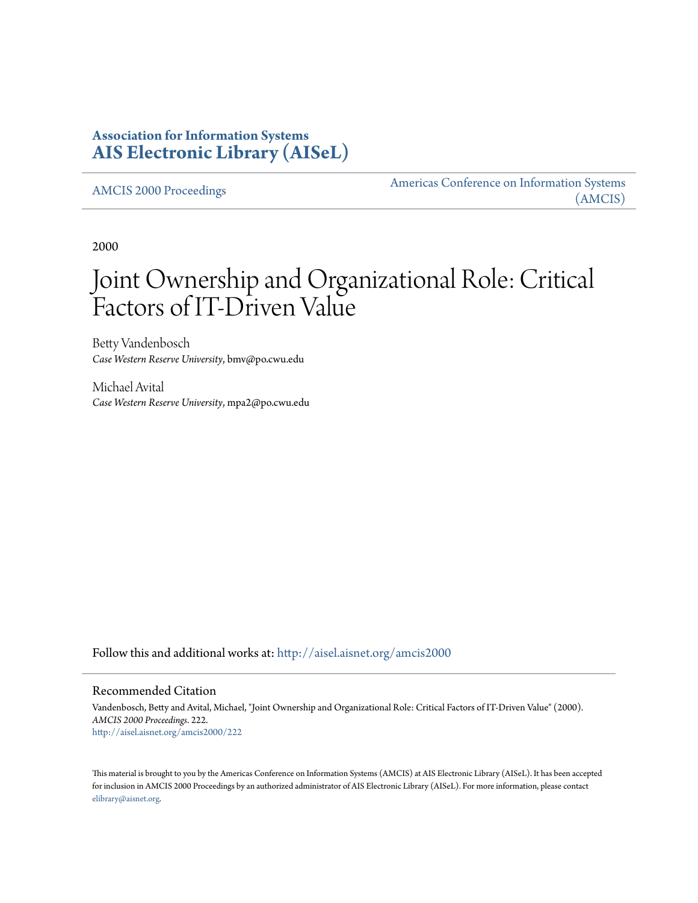**Association for Information Systems**
**AIS Electronic Library (AISeL)**

AMCIS 2000 Proceedings

Americas Conference on Information Systems (AMCIS)

2000

# Joint Ownership and Organizational Role: Critical Factors of IT-Driven Value

Betty Vandenbosch
*Case Western Reserve University*, bmv@po.cwu.edu

Michael Avital
*Case Western Reserve University*, mpa2@po.cwu.edu

Follow this and additional works at: http://aisel.aisnet.org/amcis2000

## Recommended Citation

Vandenbosch, Betty and Avital, Michael, "Joint Ownership and Organizational Role: Critical Factors of IT-Driven Value" (2000). *AMCIS 2000 Proceedings*. 222.
http://aisel.aisnet.org/amcis2000/222

This material is brought to you by the Americas Conference on Information Systems (AMCIS) at AIS Electronic Library (AISeL). It has been accepted for inclusion in AMCIS 2000 Proceedings by an authorized administrator of AIS Electronic Library (AISeL). For more information, please contact elibrary@aisnet.org.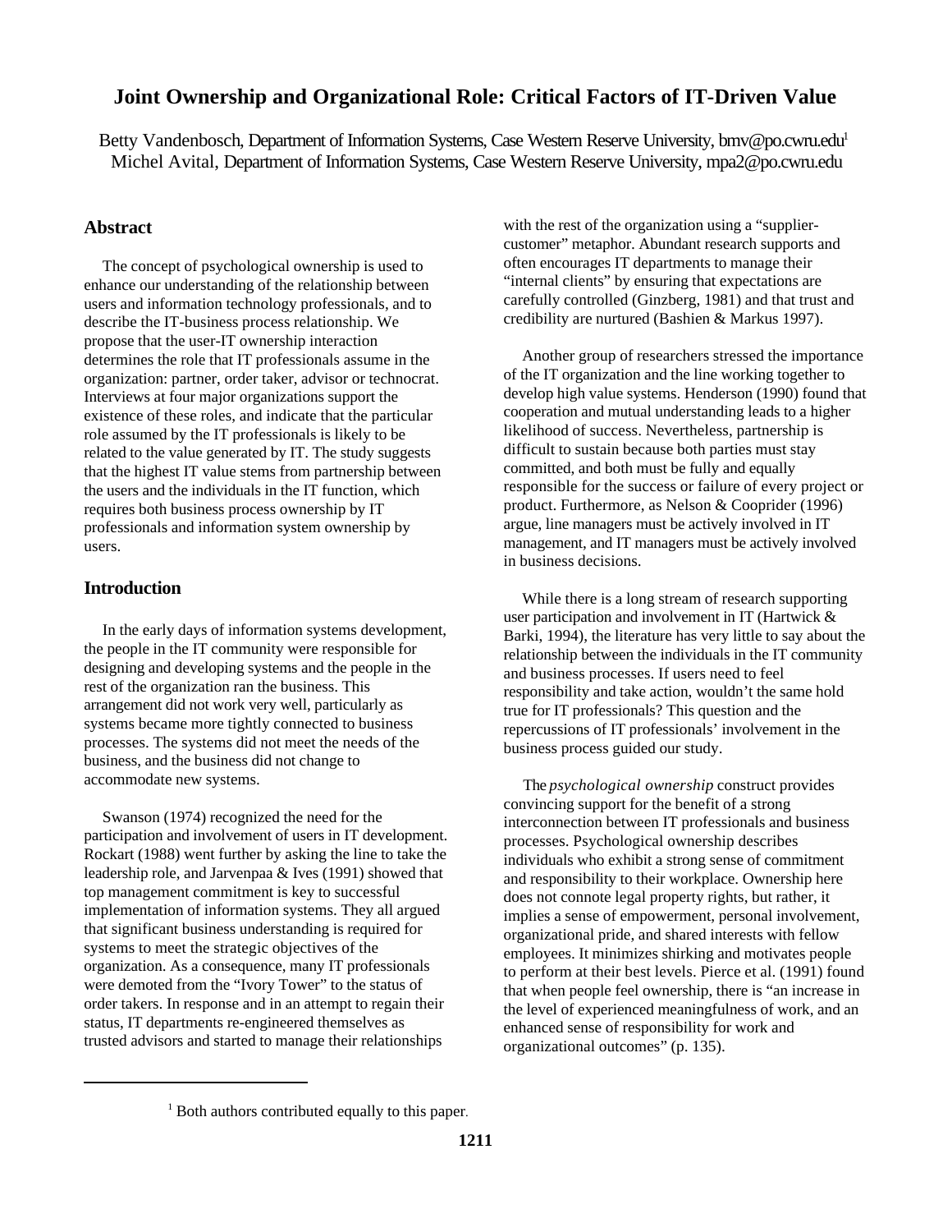# Joint Ownership and Organizational Role: Critical Factors of IT-Driven Value

Betty Vandenbosch, Department of Information Systems, Case Western Reserve University, bmv@po.cwru.edu[1]
Michel Avital, Department of Information Systems, Case Western Reserve University, mpa2@po.cwru.edu

## Abstract

The concept of psychological ownership is used to enhance our understanding of the relationship between users and information technology professionals, and to describe the IT-business process relationship. We propose that the user-IT ownership interaction determines the role that IT professionals assume in the organization: partner, order taker, advisor or technocrat. Interviews at four major organizations support the existence of these roles, and indicate that the particular role assumed by the IT professionals is likely to be related to the value generated by IT. The study suggests that the highest IT value stems from partnership between the users and the individuals in the IT function, which requires both business process ownership by IT professionals and information system ownership by users.

## Introduction

In the early days of information systems development, the people in the IT community were responsible for designing and developing systems and the people in the rest of the organization ran the business. This arrangement did not work very well, particularly as systems became more tightly connected to business processes. The systems did not meet the needs of the business, and the business did not change to accommodate new systems.

Swanson (1974) recognized the need for the participation and involvement of users in IT development. Rockart (1988) went further by asking the line to take the leadership role, and Jarvenpaa & Ives (1991) showed that top management commitment is key to successful implementation of information systems. They all argued that significant business understanding is required for systems to meet the strategic objectives of the organization. As a consequence, many IT professionals were demoted from the "Ivory Tower" to the status of order takers. In response and in an attempt to regain their status, IT departments re-engineered themselves as trusted advisors and started to manage their relationships with the rest of the organization using a "supplier-customer" metaphor. Abundant research supports and often encourages IT departments to manage their "internal clients" by ensuring that expectations are carefully controlled (Ginzberg, 1981) and that trust and credibility are nurtured (Bashien & Markus 1997).

Another group of researchers stressed the importance of the IT organization and the line working together to develop high value systems. Henderson (1990) found that cooperation and mutual understanding leads to a higher likelihood of success. Nevertheless, partnership is difficult to sustain because both parties must stay committed, and both must be fully and equally responsible for the success or failure of every project or product. Furthermore, as Nelson & Cooprider (1996) argue, line managers must be actively involved in IT management, and IT managers must be actively involved in business decisions.

While there is a long stream of research supporting user participation and involvement in IT (Hartwick & Barki, 1994), the literature has very little to say about the relationship between the individuals in the IT community and business processes. If users need to feel responsibility and take action, wouldn't the same hold true for IT professionals? This question and the repercussions of IT professionals' involvement in the business process guided our study.

The *psychological ownership* construct provides convincing support for the benefit of a strong interconnection between IT professionals and business processes. Psychological ownership describes individuals who exhibit a strong sense of commitment and responsibility to their workplace. Ownership here does not connote legal property rights, but rather, it implies a sense of empowerment, personal involvement, organizational pride, and shared interests with fellow employees. It minimizes shirking and motivates people to perform at their best levels. Pierce et al. (1991) found that when people feel ownership, there is "an increase in the level of experienced meaningfulness of work, and an enhanced sense of responsibility for work and organizational outcomes" (p. 135).

[1] Both authors contributed equally to this paper.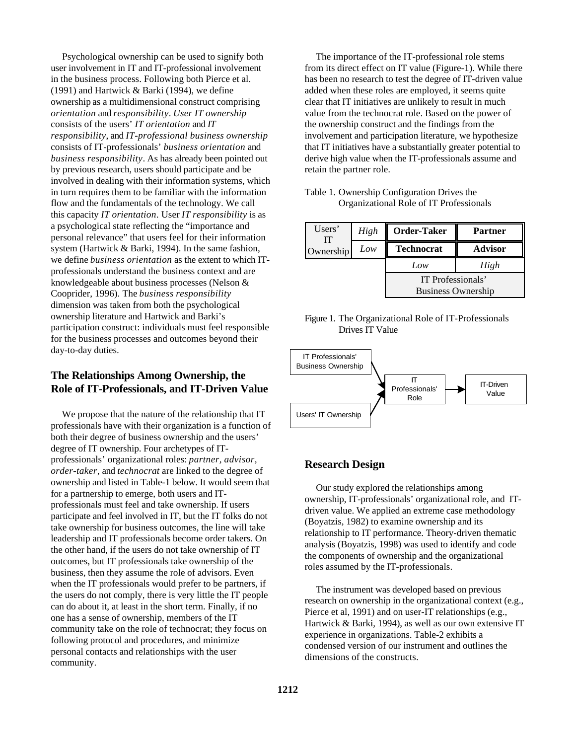Psychological ownership can be used to signify both user involvement in IT and IT-professional involvement in the business process. Following both Pierce et al. (1991) and Hartwick & Barki (1994), we define ownership as a multidimensional construct comprising *orientation* and *responsibility*. *User IT ownership* consists of the users' *IT orientation* and *IT responsibility*, and *IT-professional business ownership* consists of IT-professionals' *business orientation* and *business responsibility*. As has already been pointed out by previous research, users should participate and be involved in dealing with their information systems, which in turn requires them to be familiar with the information flow and the fundamentals of the technology. We call this capacity *IT orientation*. User *IT responsibility* is as a psychological state reflecting the "importance and personal relevance" that users feel for their information system (Hartwick & Barki, 1994). In the same fashion, we define *business orientation* as the extent to which IT-professionals understand the business context and are knowledgeable about business processes (Nelson & Cooprider, 1996). The *business responsibility* dimension was taken from both the psychological ownership literature and Hartwick and Barki's participation construct: individuals must feel responsible for the business processes and outcomes beyond their day-to-day duties.

## The Relationships Among Ownership, the Role of IT-Professionals, and IT-Driven Value

We propose that the nature of the relationship that IT professionals have with their organization is a function of both their degree of business ownership and the users' degree of IT ownership. Four archetypes of IT-professionals' organizational roles: *partner*, *advisor*, *order-taker*, and *technocrat* are linked to the degree of ownership and listed in Table-1 below. It would seem that for a partnership to emerge, both users and IT-professionals must feel and take ownership. If users participate and feel involved in IT, but the IT folks do not take ownership for business outcomes, the line will take leadership and IT professionals become order takers. On the other hand, if the users do not take ownership of IT outcomes, but IT professionals take ownership of the business, then they assume the role of advisors. Even when the IT professionals would prefer to be partners, if the users do not comply, there is very little the IT people can do about it, at least in the short term. Finally, if no one has a sense of ownership, members of the IT community take on the role of technocrat; they focus on following protocol and procedures, and minimize personal contacts and relationships with the user community.

The importance of the IT-professional role stems from its direct effect on IT value (Figure-1). While there has been no research to test the degree of IT-driven value added when these roles are employed, it seems quite clear that IT initiatives are unlikely to result in much value from the technocrat role. Based on the power of the ownership construct and the findings from the involvement and participation literature, we hypothesize that IT initiatives have a substantially greater potential to derive high value when the IT-professionals assume and retain the partner role.

Table 1. Ownership Configuration Drives the Organizational Role of IT Professionals

| Users' IT Ownership | | IT Professionals' Business Ownership: *Low* | IT Professionals' Business Ownership: *High* |
|---|---|---|---|
| | *High* | **Order-Taker** | **Partner** |
| | *Low* | **Technocrat** | **Advisor** |

Figure 1. The Organizational Role of IT-Professionals Drives IT Value

(IT Professionals' Business Ownership → IT Professionals' Role; Users' IT Ownership → IT Professionals' Role; IT Professionals' Role → IT-Driven Value)

## Research Design

Our study explored the relationships among ownership, IT-professionals' organizational role, and IT-driven value. We applied an extreme case methodology (Boyatzis, 1982) to examine ownership and its relationship to IT performance. Theory-driven thematic analysis (Boyatzis, 1998) was used to identify and code the components of ownership and the organizational roles assumed by the IT-professionals.

The instrument was developed based on previous research on ownership in the organizational context (e.g., Pierce et al, 1991) and on user-IT relationships (e.g., Hartwick & Barki, 1994), as well as our own extensive IT experience in organizations. Table-2 exhibits a condensed version of our instrument and outlines the dimensions of the constructs.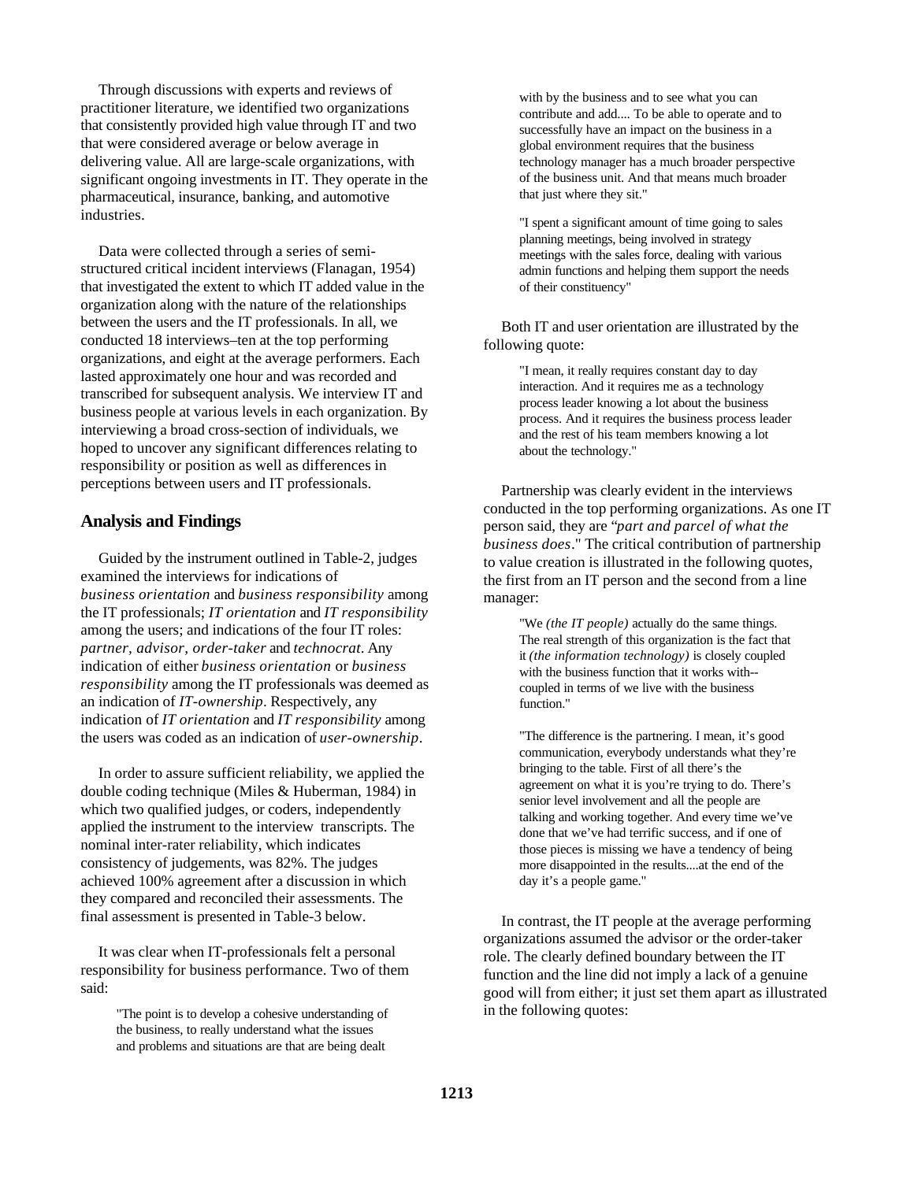Through discussions with experts and reviews of practitioner literature, we identified two organizations that consistently provided high value through IT and two that were considered average or below average in delivering value. All are large-scale organizations, with significant ongoing investments in IT. They operate in the pharmaceutical, insurance, banking, and automotive industries.

Data were collected through a series of semi-structured critical incident interviews (Flanagan, 1954) that investigated the extent to which IT added value in the organization along with the nature of the relationships between the users and the IT professionals. In all, we conducted 18 interviews–ten at the top performing organizations, and eight at the average performers. Each lasted approximately one hour and was recorded and transcribed for subsequent analysis. We interview IT and business people at various levels in each organization. By interviewing a broad cross-section of individuals, we hoped to uncover any significant differences relating to responsibility or position as well as differences in perceptions between users and IT professionals.

## Analysis and Findings

Guided by the instrument outlined in Table-2, judges examined the interviews for indications of *business orientation* and *business responsibility* among the IT professionals; *IT orientation* and *IT responsibility* among the users; and indications of the four IT roles: *partner, advisor, order-taker* and *technocrat*. Any indication of either *business orientation* or *business responsibility* among the IT professionals was deemed as an indication of *IT-ownership*. Respectively, any indication of *IT orientation* and *IT responsibility* among the users was coded as an indication of *user-ownership*.

In order to assure sufficient reliability, we applied the double coding technique (Miles & Huberman, 1984) in which two qualified judges, or coders, independently applied the instrument to the interview transcripts. The nominal inter-rater reliability, which indicates consistency of judgements, was 82%. The judges achieved 100% agreement after a discussion in which they compared and reconciled their assessments. The final assessment is presented in Table-3 below.

It was clear when IT-professionals felt a personal responsibility for business performance. Two of them said:

> "The point is to develop a cohesive understanding of the business, to really understand what the issues and problems and situations are that are being dealt with by the business and to see what you can contribute and add.... To be able to operate and to successfully have an impact on the business in a global environment requires that the business technology manager has a much broader perspective of the business unit. And that means much broader that just where they sit."

> "I spent a significant amount of time going to sales planning meetings, being involved in strategy meetings with the sales force, dealing with various admin functions and helping them support the needs of their constituency"

Both IT and user orientation are illustrated by the following quote:

> "I mean, it really requires constant day to day interaction. And it requires me as a technology process leader knowing a lot about the business process. And it requires the business process leader and the rest of his team members knowing a lot about the technology."

Partnership was clearly evident in the interviews conducted in the top performing organizations. As one IT person said, they are "*part and parcel of what the business does*." The critical contribution of partnership to value creation is illustrated in the following quotes, the first from an IT person and the second from a line manager:

> "We *(the IT people)* actually do the same things. The real strength of this organization is the fact that it *(the information technology)* is closely coupled with the business function that it works with--coupled in terms of we live with the business function."

> "The difference is the partnering. I mean, it's good communication, everybody understands what they're bringing to the table. First of all there's the agreement on what it is you're trying to do. There's senior level involvement and all the people are talking and working together. And every time we've done that we've had terrific success, and if one of those pieces is missing we have a tendency of being more disappointed in the results....at the end of the day it's a people game."

In contrast, the IT people at the average performing organizations assumed the advisor or the order-taker role. The clearly defined boundary between the IT function and the line did not imply a lack of a genuine good will from either; it just set them apart as illustrated in the following quotes: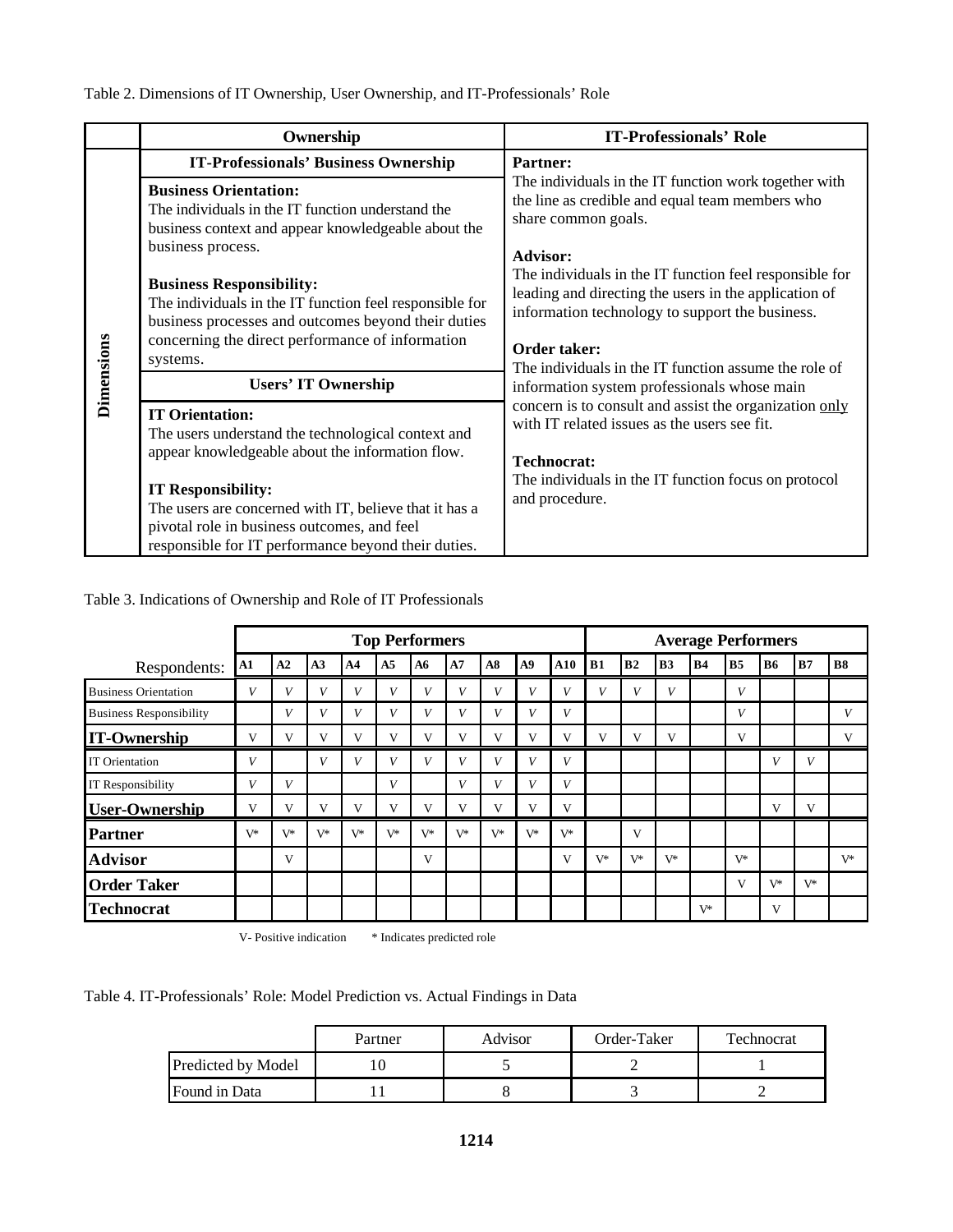Table 2. Dimensions of IT Ownership, User Ownership, and IT-Professionals' Role

| | Ownership | IT-Professionals' Role |
|---|---|---|
| **Dimensions** | **IT-Professionals' Business Ownership**<br><br>**Business Orientation:**<br>The individuals in the IT function understand the business context and appear knowledgeable about the business process.<br><br>**Business Responsibility:**<br>The individuals in the IT function feel responsible for business processes and outcomes beyond their duties concerning the direct performance of information systems. | **Partner:**<br>The individuals in the IT function work together with the line as credible and equal team members who share common goals.<br><br>**Advisor:**<br>The individuals in the IT function feel responsible for leading and directing the users in the application of information technology to support the business.<br><br>**Order taker:**<br>The individuals in the IT function assume the role of information system professionals whose main concern is to consult and assist the organization only with IT related issues as the users see fit.<br><br>**Technocrat:**<br>The individuals in the IT function focus on protocol and procedure. |
| | **Users' IT Ownership**<br><br>**IT Orientation:**<br>The users understand the technological context and appear knowledgeable about the information flow.<br><br>**IT Responsibility:**<br>The users are concerned with IT, believe that it has a pivotal role in business outcomes, and feel responsible for IT performance beyond their duties. | |

Table 3. Indications of Ownership and Role of IT Professionals

| | Top Performers | | | | | | | | | | Average Performers | | | | | | | |
|---|---|---|---|---|---|---|---|---|---|---|---|---|---|---|---|---|---|---|
| Respondents: | A1 | A2 | A3 | A4 | A5 | A6 | A7 | A8 | A9 | A10 | B1 | B2 | B3 | B4 | B5 | B6 | B7 | B8 |
| Business Orientation | V | V | V | V | V | V | V | V | V | V | V | V | V | | V | | | |
| Business Responsibility | | V | V | V | V | V | V | V | V | V | | | | | V | | | V |
| **IT-Ownership** | V | V | V | V | V | V | V | V | V | V | V | V | V | | V | | | V |
| IT Orientation | V | | V | V | V | V | V | V | V | V | | | | | | V | V | |
| IT Responsibility | V | V | | | V | | V | V | V | V | | | | | | | | |
| **User-Ownership** | V | V | V | V | V | V | V | V | V | V | | | | | | V | V | |
| **Partner** | V* | V* | V* | V* | V* | V* | V* | V* | V* | V* | | V | | | | | | |
| **Advisor** | | V | | | | V | | | | V | V* | V* | V* | | V* | | | V* |
| **Order Taker** | | | | | | | | | | | | | | | V | V* | V* | |
| **Technocrat** | | | | | | | | | | | | | | V* | | V | | |

V- Positive indication    * Indicates predicted role

Table 4. IT-Professionals' Role: Model Prediction vs. Actual Findings in Data

| | Partner | Advisor | Order-Taker | Technocrat |
|---|---|---|---|---|
| Predicted by Model | 10 | 5 | 2 | 1 |
| Found in Data | 11 | 8 | 3 | 2 |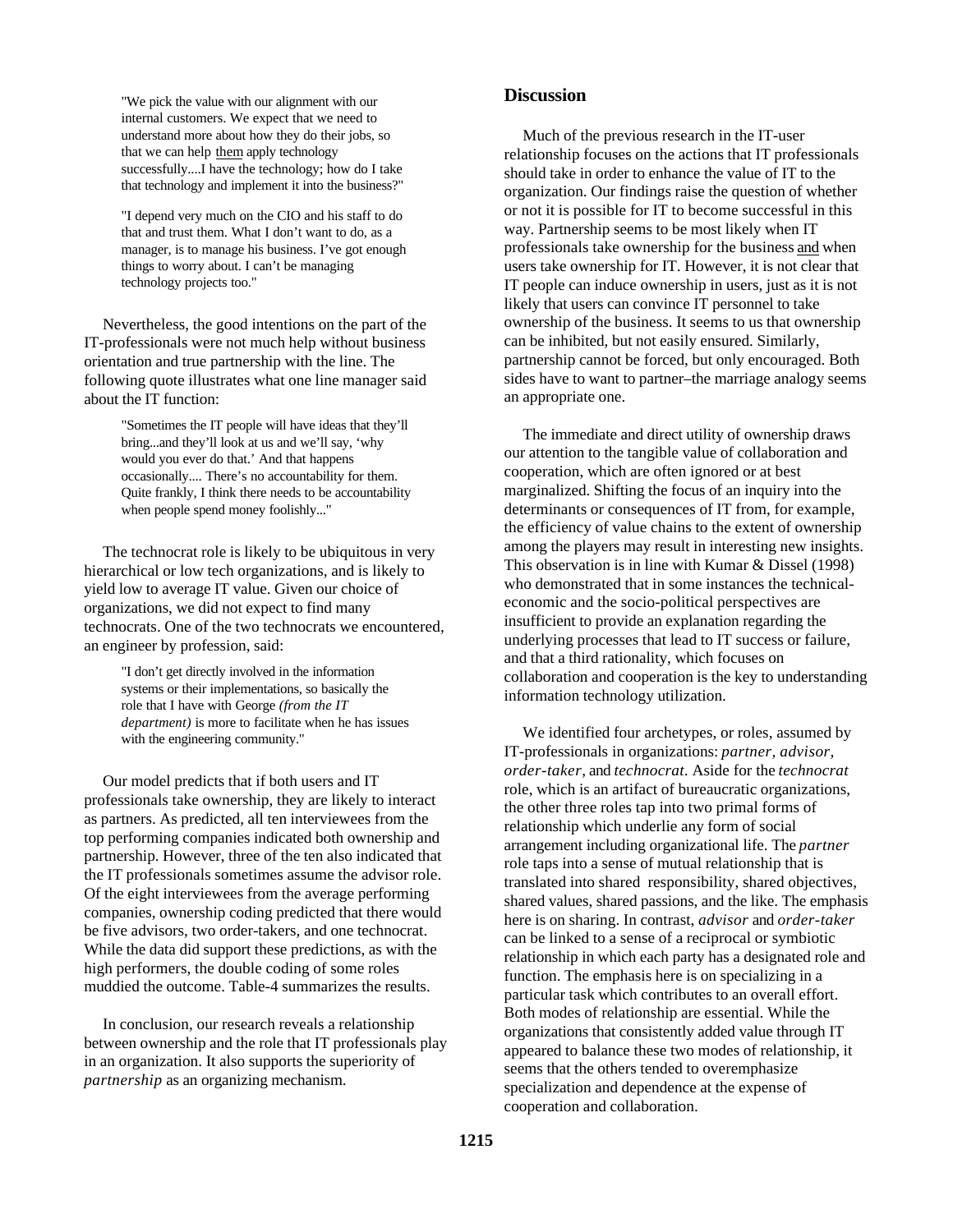> "We pick the value with our alignment with our internal customers. We expect that we need to understand more about how they do their jobs, so that we can help them apply technology successfully....I have the technology; how do I take that technology and implement it into the business?"

> "I depend very much on the CIO and his staff to do that and trust them. What I don't want to do, as a manager, is to manage his business. I've got enough things to worry about. I can't be managing technology projects too."

Nevertheless, the good intentions on the part of the IT-professionals were not much help without business orientation and true partnership with the line. The following quote illustrates what one line manager said about the IT function:

> "Sometimes the IT people will have ideas that they'll bring...and they'll look at us and we'll say, 'why would you ever do that.' And that happens occasionally.... There's no accountability for them. Quite frankly, I think there needs to be accountability when people spend money foolishly..."

The technocrat role is likely to be ubiquitous in very hierarchical or low tech organizations, and is likely to yield low to average IT value. Given our choice of organizations, we did not expect to find many technocrats. One of the two technocrats we encountered, an engineer by profession, said:

> "I don't get directly involved in the information systems or their implementations, so basically the role that I have with George *(from the IT department)* is more to facilitate when he has issues with the engineering community."

Our model predicts that if both users and IT professionals take ownership, they are likely to interact as partners. As predicted, all ten interviewees from the top performing companies indicated both ownership and partnership. However, three of the ten also indicated that the IT professionals sometimes assume the advisor role. Of the eight interviewees from the average performing companies, ownership coding predicted that there would be five advisors, two order-takers, and one technocrat. While the data did support these predictions, as with the high performers, the double coding of some roles muddied the outcome. Table-4 summarizes the results.

In conclusion, our research reveals a relationship between ownership and the role that IT professionals play in an organization. It also supports the superiority of *partnership* as an organizing mechanism.

## Discussion

Much of the previous research in the IT-user relationship focuses on the actions that IT professionals should take in order to enhance the value of IT to the organization. Our findings raise the question of whether or not it is possible for IT to become successful in this way. Partnership seems to be most likely when IT professionals take ownership for the business and when users take ownership for IT. However, it is not clear that IT people can induce ownership in users, just as it is not likely that users can convince IT personnel to take ownership of the business. It seems to us that ownership can be inhibited, but not easily ensured. Similarly, partnership cannot be forced, but only encouraged. Both sides have to want to partner–the marriage analogy seems an appropriate one.

The immediate and direct utility of ownership draws our attention to the tangible value of collaboration and cooperation, which are often ignored or at best marginalized. Shifting the focus of an inquiry into the determinants or consequences of IT from, for example, the efficiency of value chains to the extent of ownership among the players may result in interesting new insights. This observation is in line with Kumar & Dissel (1998) who demonstrated that in some instances the technical-economic and the socio-political perspectives are insufficient to provide an explanation regarding the underlying processes that lead to IT success or failure, and that a third rationality, which focuses on collaboration and cooperation is the key to understanding information technology utilization.

We identified four archetypes, or roles, assumed by IT-professionals in organizations: *partner, advisor, order-taker,* and *technocrat*. Aside for the *technocrat* role, which is an artifact of bureaucratic organizations, the other three roles tap into two primal forms of relationship which underlie any form of social arrangement including organizational life. The *partner* role taps into a sense of mutual relationship that is translated into shared responsibility, shared objectives, shared values, shared passions, and the like. The emphasis here is on sharing. In contrast, *advisor* and *order-taker* can be linked to a sense of a reciprocal or symbiotic relationship in which each party has a designated role and function. The emphasis here is on specializing in a particular task which contributes to an overall effort. Both modes of relationship are essential. While the organizations that consistently added value through IT appeared to balance these two modes of relationship, it seems that the others tended to overemphasize specialization and dependence at the expense of cooperation and collaboration.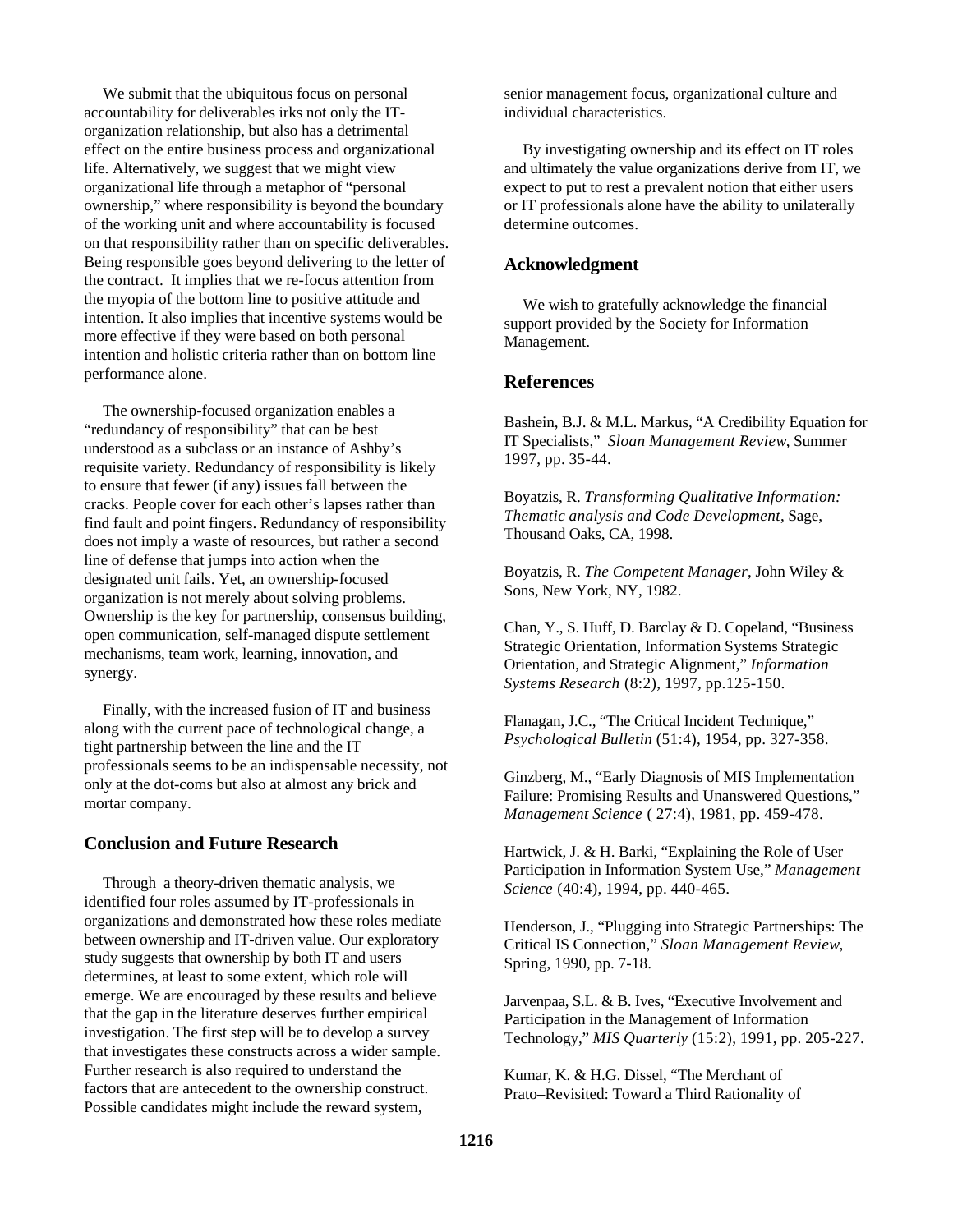We submit that the ubiquitous focus on personal accountability for deliverables irks not only the IT-organization relationship, but also has a detrimental effect on the entire business process and organizational life. Alternatively, we suggest that we might view organizational life through a metaphor of "personal ownership," where responsibility is beyond the boundary of the working unit and where accountability is focused on that responsibility rather than on specific deliverables. Being responsible goes beyond delivering to the letter of the contract. It implies that we re-focus attention from the myopia of the bottom line to positive attitude and intention. It also implies that incentive systems would be more effective if they were based on both personal intention and holistic criteria rather than on bottom line performance alone.

The ownership-focused organization enables a "redundancy of responsibility" that can be best understood as a subclass or an instance of Ashby's requisite variety. Redundancy of responsibility is likely to ensure that fewer (if any) issues fall between the cracks. People cover for each other's lapses rather than find fault and point fingers. Redundancy of responsibility does not imply a waste of resources, but rather a second line of defense that jumps into action when the designated unit fails. Yet, an ownership-focused organization is not merely about solving problems. Ownership is the key for partnership, consensus building, open communication, self-managed dispute settlement mechanisms, team work, learning, innovation, and synergy.

Finally, with the increased fusion of IT and business along with the current pace of technological change, a tight partnership between the line and the IT professionals seems to be an indispensable necessity, not only at the dot-coms but also at almost any brick and mortar company.

## Conclusion and Future Research

Through a theory-driven thematic analysis, we identified four roles assumed by IT-professionals in organizations and demonstrated how these roles mediate between ownership and IT-driven value. Our exploratory study suggests that ownership by both IT and users determines, at least to some extent, which role will emerge. We are encouraged by these results and believe that the gap in the literature deserves further empirical investigation. The first step will be to develop a survey that investigates these constructs across a wider sample. Further research is also required to understand the factors that are antecedent to the ownership construct. Possible candidates might include the reward system, senior management focus, organizational culture and individual characteristics.

By investigating ownership and its effect on IT roles and ultimately the value organizations derive from IT, we expect to put to rest a prevalent notion that either users or IT professionals alone have the ability to unilaterally determine outcomes.

## Acknowledgment

We wish to gratefully acknowledge the financial support provided by the Society for Information Management.

## References

Bashein, B.J. & M.L. Markus, "A Credibility Equation for IT Specialists," *Sloan Management Review*, Summer 1997, pp. 35-44.

Boyatzis, R. *Transforming Qualitative Information: Thematic analysis and Code Development*, Sage, Thousand Oaks, CA, 1998.

Boyatzis, R. *The Competent Manager*, John Wiley & Sons, New York, NY, 1982.

Chan, Y., S. Huff, D. Barclay & D. Copeland, "Business Strategic Orientation, Information Systems Strategic Orientation, and Strategic Alignment," *Information Systems Research* (8:2), 1997, pp.125-150.

Flanagan, J.C., "The Critical Incident Technique," *Psychological Bulletin* (51:4), 1954, pp. 327-358.

Ginzberg, M., "Early Diagnosis of MIS Implementation Failure: Promising Results and Unanswered Questions," *Management Science* ( 27:4), 1981, pp. 459-478.

Hartwick, J. & H. Barki, "Explaining the Role of User Participation in Information System Use," *Management Science* (40:4), 1994, pp. 440-465.

Henderson, J., "Plugging into Strategic Partnerships: The Critical IS Connection," *Sloan Management Review*, Spring, 1990, pp. 7-18.

Jarvenpaa, S.L. & B. Ives, "Executive Involvement and Participation in the Management of Information Technology," *MIS Quarterly* (15:2), 1991, pp. 205-227.

Kumar, K. & H.G. Dissel, "The Merchant of Prato–Revisited: Toward a Third Rationality of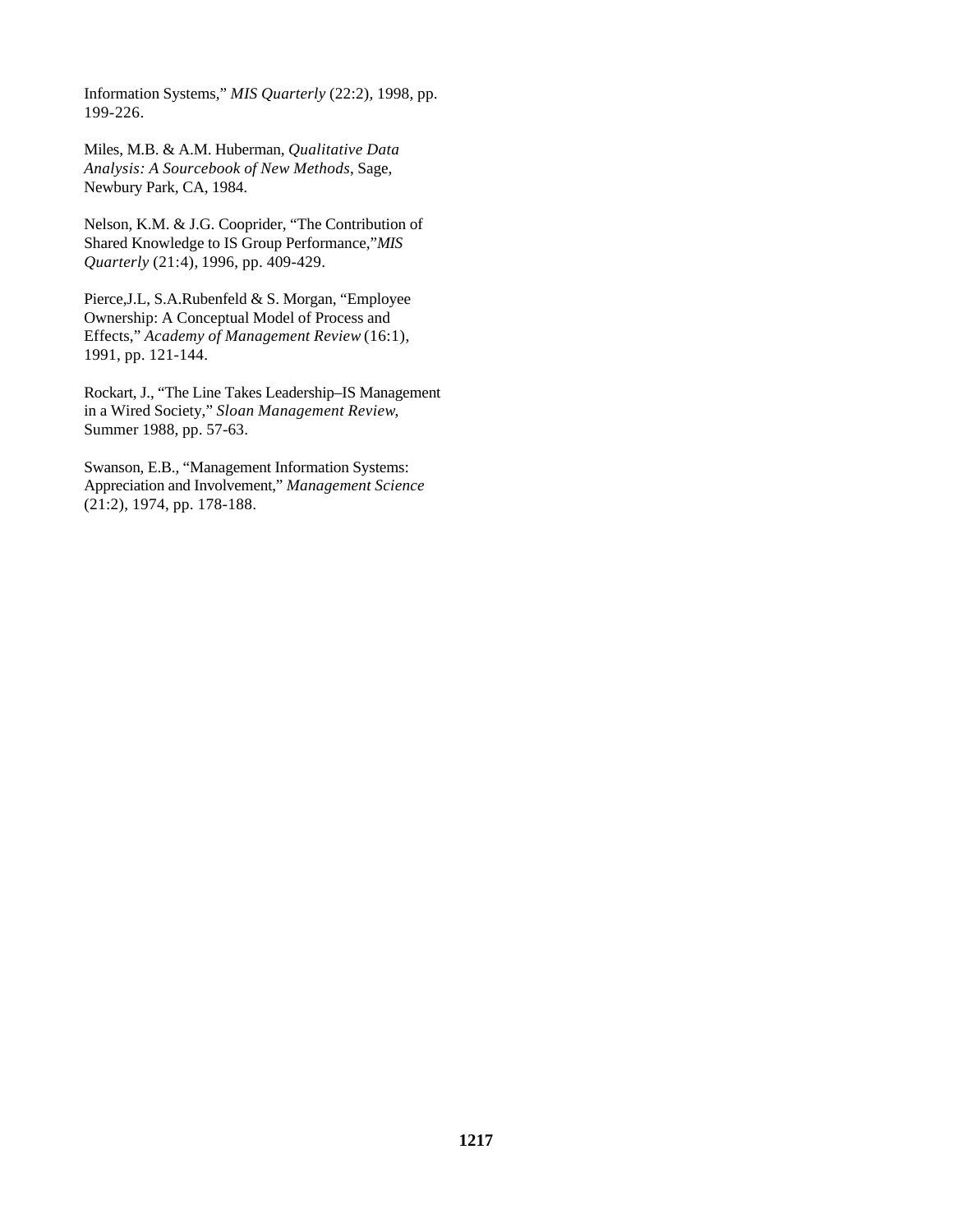Information Systems," *MIS Quarterly* (22:2), 1998, pp. 199-226.

Miles, M.B. & A.M. Huberman, *Qualitative Data Analysis: A Sourcebook of New Methods*, Sage, Newbury Park, CA, 1984.

Nelson, K.M. & J.G. Cooprider, "The Contribution of Shared Knowledge to IS Group Performance,"*MIS Quarterly* (21:4), 1996, pp. 409-429.

Pierce,J.L, S.A.Rubenfeld & S. Morgan, "Employee Ownership: A Conceptual Model of Process and Effects," *Academy of Management Review* (16:1), 1991, pp. 121-144.

Rockart, J., "The Line Takes Leadership–IS Management in a Wired Society," *Sloan Management Review,* Summer 1988, pp. 57-63.

Swanson, E.B., "Management Information Systems: Appreciation and Involvement," *Management Science* (21:2), 1974, pp. 178-188.